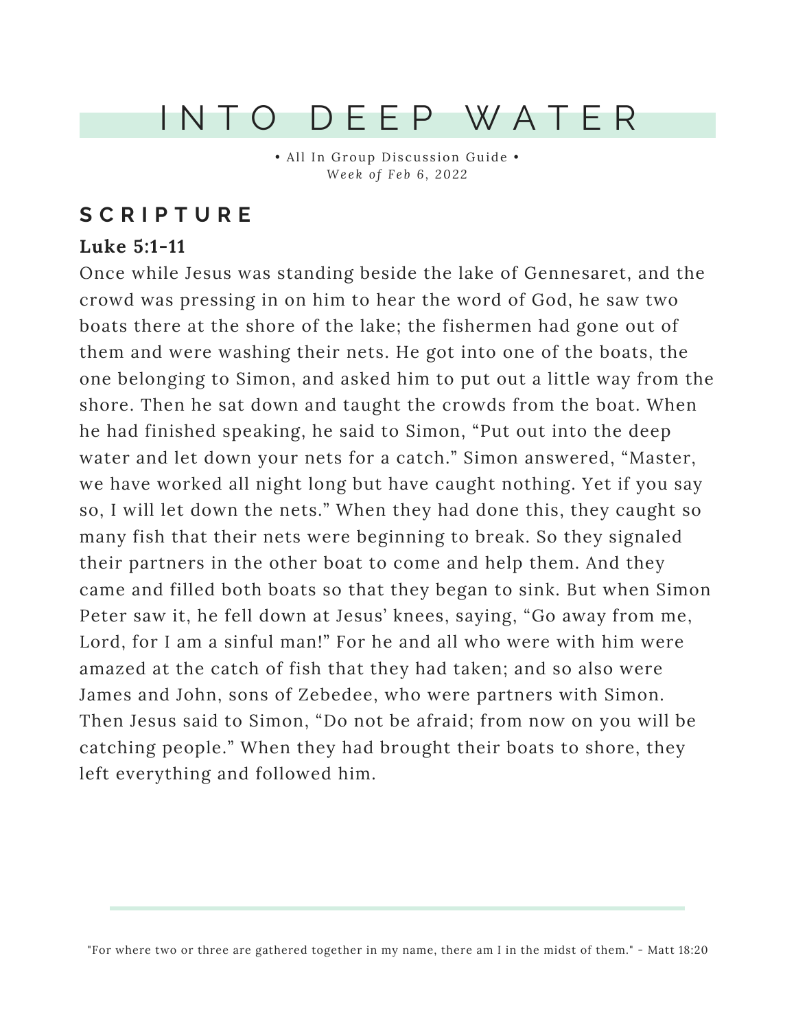# INTO DEEP WATER

• All In Group Discussion Guide •
*Week of Feb 6, 2022*

## SCRIPTURE

**Luke 5:1-11**

Once while Jesus was standing beside the lake of Gennesaret, and the crowd was pressing in on him to hear the word of God, he saw two boats there at the shore of the lake; the fishermen had gone out of them and were washing their nets. He got into one of the boats, the one belonging to Simon, and asked him to put out a little way from the shore. Then he sat down and taught the crowds from the boat. When he had finished speaking, he said to Simon, "Put out into the deep water and let down your nets for a catch." Simon answered, "Master, we have worked all night long but have caught nothing. Yet if you say so, I will let down the nets." When they had done this, they caught so many fish that their nets were beginning to break. So they signaled their partners in the other boat to come and help them. And they came and filled both boats so that they began to sink. But when Simon Peter saw it, he fell down at Jesus' knees, saying, "Go away from me, Lord, for I am a sinful man!" For he and all who were with him were amazed at the catch of fish that they had taken; and so also were James and John, sons of Zebedee, who were partners with Simon. Then Jesus said to Simon, "Do not be afraid; from now on you will be catching people." When they had brought their boats to shore, they left everything and followed him.

"For where two or three are gathered together in my name, there am I in the midst of them." - Matt 18:20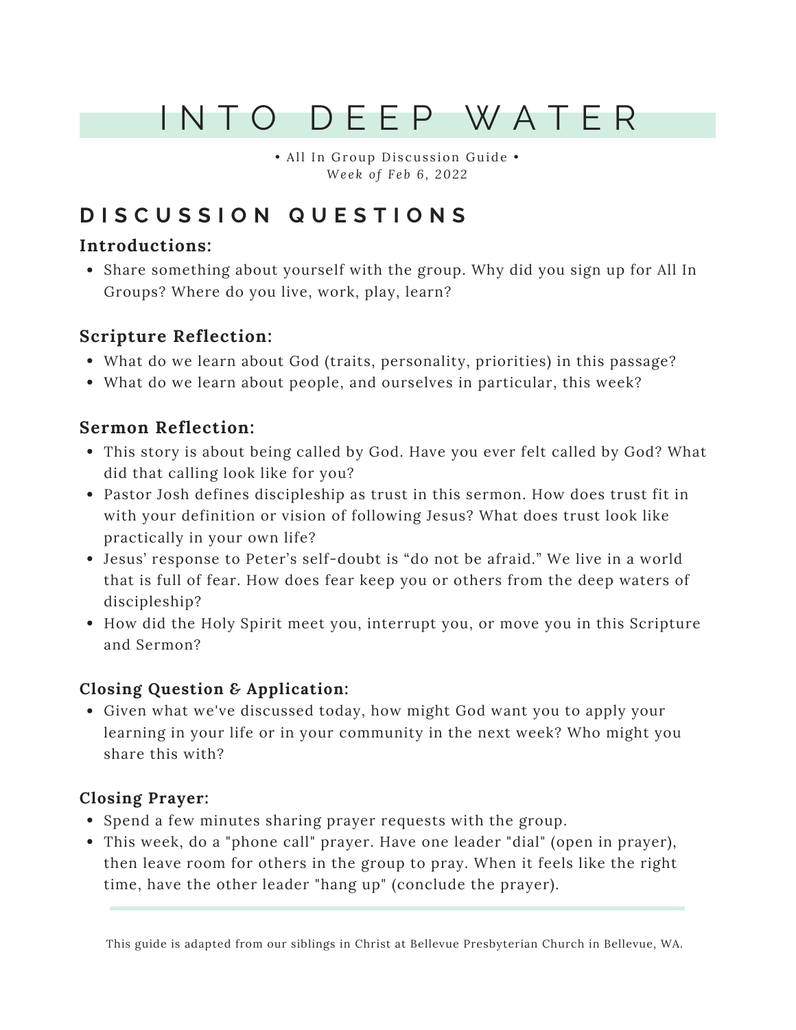# INTO DEEP WATER

• All In Group Discussion Guide •
*Week of Feb 6, 2022*

## DISCUSSION QUESTIONS

### Introductions:

- Share something about yourself with the group. Why did you sign up for All In Groups? Where do you live, work, play, learn?

### Scripture Reflection:

- What do we learn about God (traits, personality, priorities) in this passage?
- What do we learn about people, and ourselves in particular, this week?

### Sermon Reflection:

- This story is about being called by God. Have you ever felt called by God? What did that calling look like for you?
- Pastor Josh defines discipleship as trust in this sermon. How does trust fit in with your definition or vision of following Jesus? What does trust look like practically in your own life?
- Jesus' response to Peter's self-doubt is "do not be afraid." We live in a world that is full of fear. How does fear keep you or others from the deep waters of discipleship?
- How did the Holy Spirit meet you, interrupt you, or move you in this Scripture and Sermon?

### Closing Question & Application:

- Given what we've discussed today, how might God want you to apply your learning in your life or in your community in the next week? Who might you share this with?

### Closing Prayer:

- Spend a few minutes sharing prayer requests with the group.
- This week, do a "phone call" prayer. Have one leader "dial" (open in prayer), then leave room for others in the group to pray. When it feels like the right time, have the other leader "hang up" (conclude the prayer).

---

This guide is adapted from our siblings in Christ at Bellevue Presbyterian Church in Bellevue, WA.